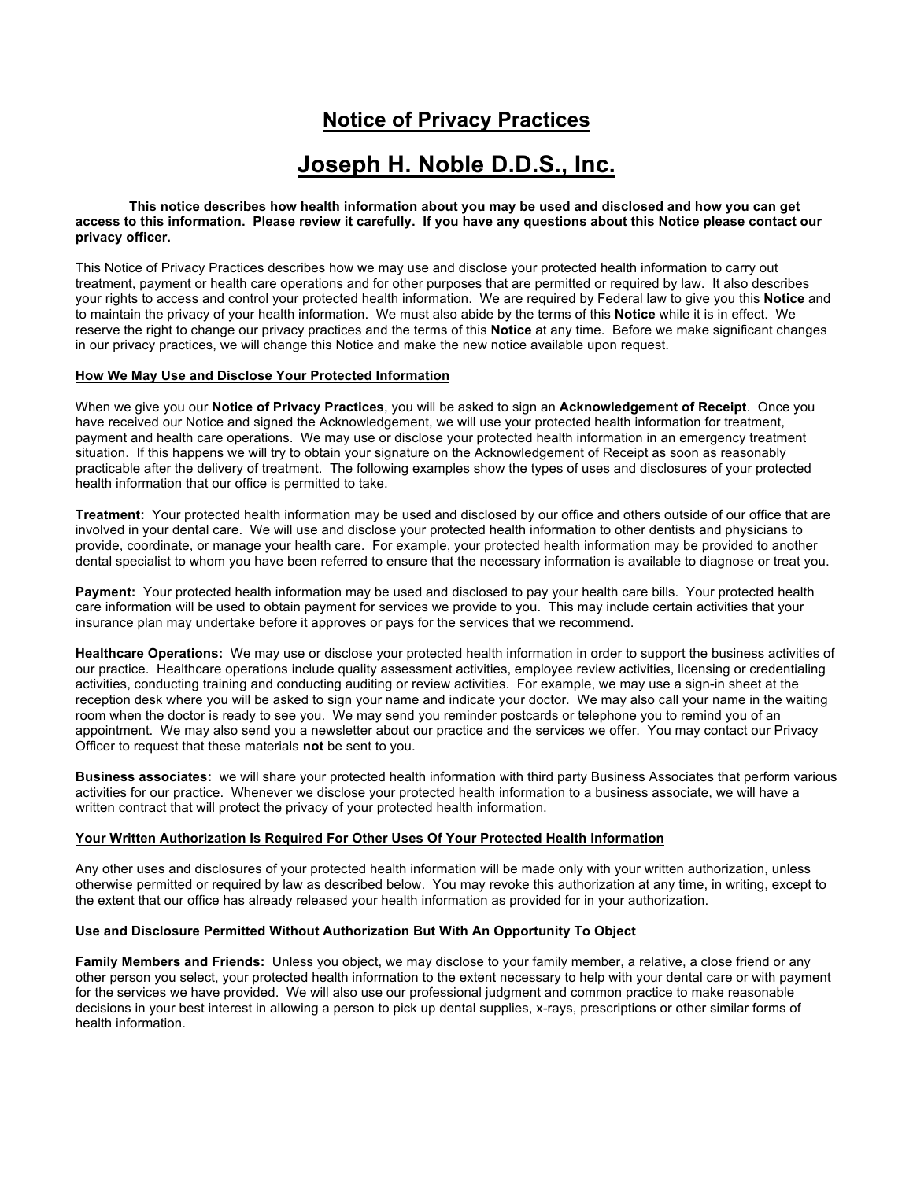# Notice of Privacy Practices

# Joseph H. Noble D.D.S., Inc.

**This notice describes how health information about you may be used and disclosed and how you can get access to this information. Please review it carefully. If you have any questions about this Notice please contact our privacy officer.**

This Notice of Privacy Practices describes how we may use and disclose your protected health information to carry out treatment, payment or health care operations and for other purposes that are permitted or required by law. It also describes your rights to access and control your protected health information. We are required by Federal law to give you this **Notice** and to maintain the privacy of your health information. We must also abide by the terms of this **Notice** while it is in effect. We reserve the right to change our privacy practices and the terms of this **Notice** at any time. Before we make significant changes in our privacy practices, we will change this Notice and make the new notice available upon request.

**How We May Use and Disclose Your Protected Information**

When we give you our **Notice of Privacy Practices**, you will be asked to sign an **Acknowledgement of Receipt**. Once you have received our Notice and signed the Acknowledgement, we will use your protected health information for treatment, payment and health care operations. We may use or disclose your protected health information in an emergency treatment situation. If this happens we will try to obtain your signature on the Acknowledgement of Receipt as soon as reasonably practicable after the delivery of treatment. The following examples show the types of uses and disclosures of your protected health information that our office is permitted to take.

**Treatment:** Your protected health information may be used and disclosed by our office and others outside of our office that are involved in your dental care. We will use and disclose your protected health information to other dentists and physicians to provide, coordinate, or manage your health care. For example, your protected health information may be provided to another dental specialist to whom you have been referred to ensure that the necessary information is available to diagnose or treat you.

**Payment:** Your protected health information may be used and disclosed to pay your health care bills. Your protected health care information will be used to obtain payment for services we provide to you. This may include certain activities that your insurance plan may undertake before it approves or pays for the services that we recommend.

**Healthcare Operations:** We may use or disclose your protected health information in order to support the business activities of our practice. Healthcare operations include quality assessment activities, employee review activities, licensing or credentialing activities, conducting training and conducting auditing or review activities. For example, we may use a sign-in sheet at the reception desk where you will be asked to sign your name and indicate your doctor. We may also call your name in the waiting room when the doctor is ready to see you. We may send you reminder postcards or telephone you to remind you of an appointment. We may also send you a newsletter about our practice and the services we offer. You may contact our Privacy Officer to request that these materials **not** be sent to you.

**Business associates:** we will share your protected health information with third party Business Associates that perform various activities for our practice. Whenever we disclose your protected health information to a business associate, we will have a written contract that will protect the privacy of your protected health information.

**Your Written Authorization Is Required For Other Uses Of Your Protected Health Information**

Any other uses and disclosures of your protected health information will be made only with your written authorization, unless otherwise permitted or required by law as described below. You may revoke this authorization at any time, in writing, except to the extent that our office has already released your health information as provided for in your authorization.

**Use and Disclosure Permitted Without Authorization But With An Opportunity To Object**

**Family Members and Friends:** Unless you object, we may disclose to your family member, a relative, a close friend or any other person you select, your protected health information to the extent necessary to help with your dental care or with payment for the services we have provided. We will also use our professional judgment and common practice to make reasonable decisions in your best interest in allowing a person to pick up dental supplies, x-rays, prescriptions or other similar forms of health information.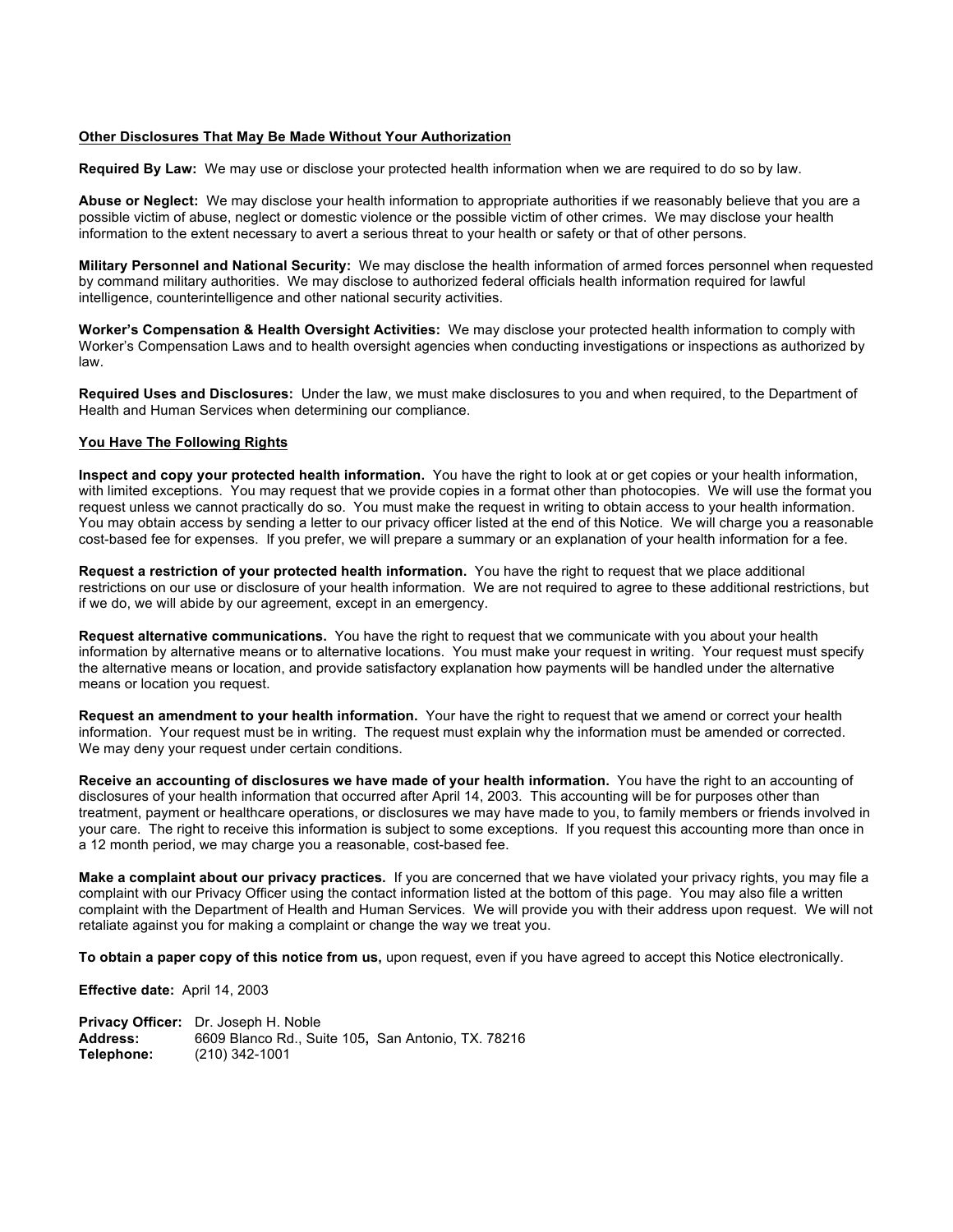**<u>Other Disclosures That May Be Made Without Your Authorization</u>**

**Required By Law:** We may use or disclose your protected health information when we are required to do so by law.

**Abuse or Neglect:** We may disclose your health information to appropriate authorities if we reasonably believe that you are a possible victim of abuse, neglect or domestic violence or the possible victim of other crimes. We may disclose your health information to the extent necessary to avert a serious threat to your health or safety or that of other persons.

**Military Personnel and National Security:** We may disclose the health information of armed forces personnel when requested by command military authorities. We may disclose to authorized federal officials health information required for lawful intelligence, counterintelligence and other national security activities.

**Worker's Compensation & Health Oversight Activities:** We may disclose your protected health information to comply with Worker's Compensation Laws and to health oversight agencies when conducting investigations or inspections as authorized by law.

**Required Uses and Disclosures:** Under the law, we must make disclosures to you and when required, to the Department of Health and Human Services when determining our compliance.

**<u>You Have The Following Rights</u>**

**Inspect and copy your protected health information.** You have the right to look at or get copies or your health information, with limited exceptions. You may request that we provide copies in a format other than photocopies. We will use the format you request unless we cannot practically do so. You must make the request in writing to obtain access to your health information. You may obtain access by sending a letter to our privacy officer listed at the end of this Notice. We will charge you a reasonable cost-based fee for expenses. If you prefer, we will prepare a summary or an explanation of your health information for a fee.

**Request a restriction of your protected health information.** You have the right to request that we place additional restrictions on our use or disclosure of your health information. We are not required to agree to these additional restrictions, but if we do, we will abide by our agreement, except in an emergency.

**Request alternative communications.** You have the right to request that we communicate with you about your health information by alternative means or to alternative locations. You must make your request in writing. Your request must specify the alternative means or location, and provide satisfactory explanation how payments will be handled under the alternative means or location you request.

**Request an amendment to your health information.** Your have the right to request that we amend or correct your health information. Your request must be in writing. The request must explain why the information must be amended or corrected. We may deny your request under certain conditions.

**Receive an accounting of disclosures we have made of your health information.** You have the right to an accounting of disclosures of your health information that occurred after April 14, 2003. This accounting will be for purposes other than treatment, payment or healthcare operations, or disclosures we may have made to you, to family members or friends involved in your care. The right to receive this information is subject to some exceptions. If you request this accounting more than once in a 12 month period, we may charge you a reasonable, cost-based fee.

**Make a complaint about our privacy practices.** If you are concerned that we have violated your privacy rights, you may file a complaint with our Privacy Officer using the contact information listed at the bottom of this page. You may also file a written complaint with the Department of Health and Human Services. We will provide you with their address upon request. We will not retaliate against you for making a complaint or change the way we treat you.

**To obtain a paper copy of this notice from us,** upon request, even if you have agreed to accept this Notice electronically.

**Effective date:** April 14, 2003

**Privacy Officer:** Dr. Joseph H. Noble
**Address:** 6609 Blanco Rd., Suite 105**,** San Antonio, TX. 78216
**Telephone:** (210) 342-1001